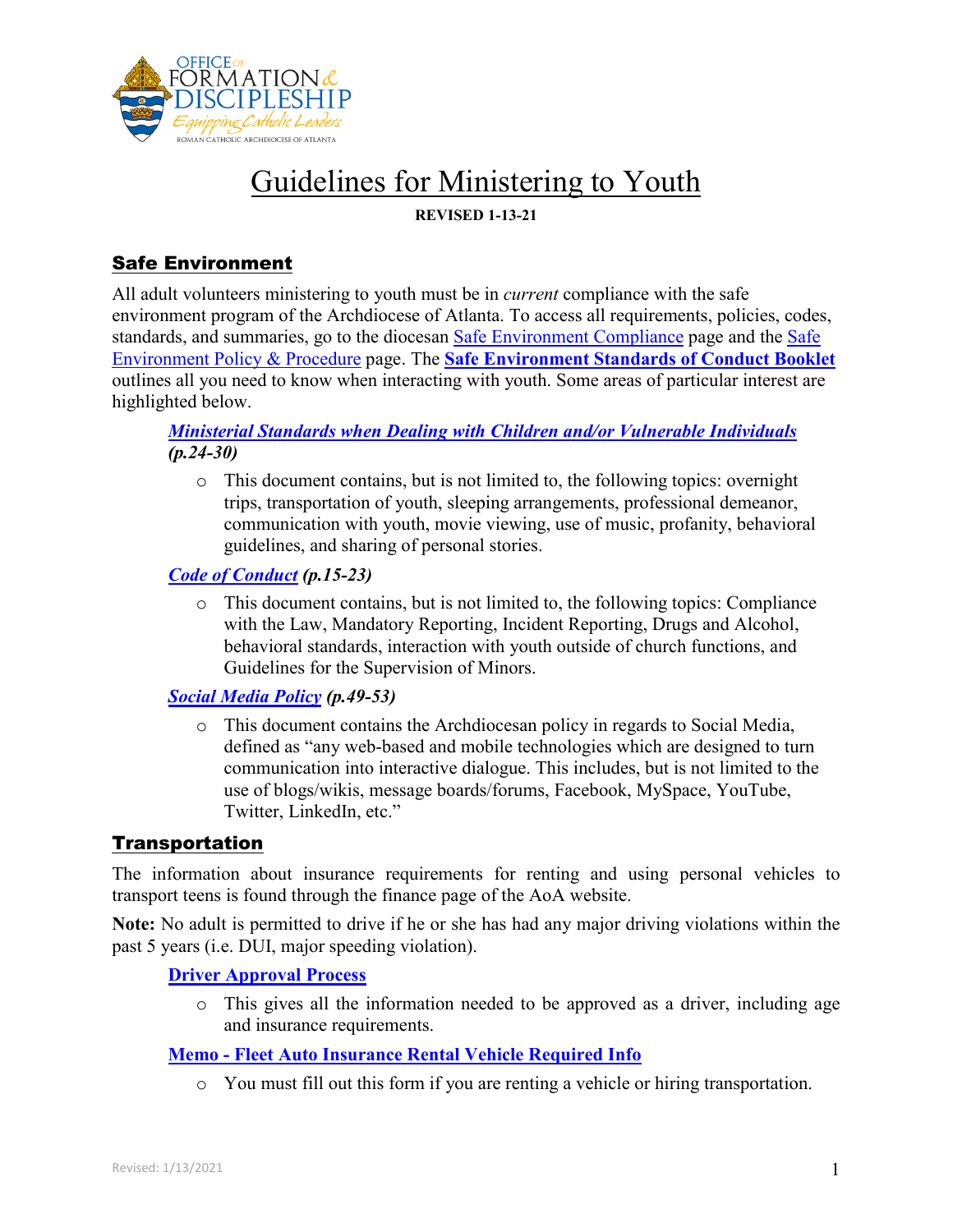# Guidelines for Ministering to Youth

**REVISED 1-13-21**

## Safe Environment

All adult volunteers ministering to youth must be in *current* compliance with the safe environment program of the Archdiocese of Atlanta. To access all requirements, policies, codes, standards, and summaries, go to the diocesan Safe Environment Compliance page and the Safe Environment Policy & Procedure page. The **Safe Environment Standards of Conduct Booklet** outlines all you need to know when interacting with youth. Some areas of particular interest are highlighted below.

***Ministerial Standards when Dealing with Children and/or Vulnerable Individuals (p.24-30)***

- This document contains, but is not limited to, the following topics: overnight trips, transportation of youth, sleeping arrangements, professional demeanor, communication with youth, movie viewing, use of music, profanity, behavioral guidelines, and sharing of personal stories.

***Code of Conduct (p.15-23)***

- This document contains, but is not limited to, the following topics: Compliance with the Law, Mandatory Reporting, Incident Reporting, Drugs and Alcohol, behavioral standards, interaction with youth outside of church functions, and Guidelines for the Supervision of Minors.

***Social Media Policy (p.49-53)***

- This document contains the Archdiocesan policy in regards to Social Media, defined as "any web-based and mobile technologies which are designed to turn communication into interactive dialogue. This includes, but is not limited to the use of blogs/wikis, message boards/forums, Facebook, MySpace, YouTube, Twitter, LinkedIn, etc."

## Transportation

The information about insurance requirements for renting and using personal vehicles to transport teens is found through the finance page of the AoA website.

**Note:** No adult is permitted to drive if he or she has had any major driving violations within the past 5 years (i.e. DUI, major speeding violation).

**Driver Approval Process**

- This gives all the information needed to be approved as a driver, including age and insurance requirements.

**Memo - Fleet Auto Insurance Rental Vehicle Required Info**

- You must fill out this form if you are renting a vehicle or hiring transportation.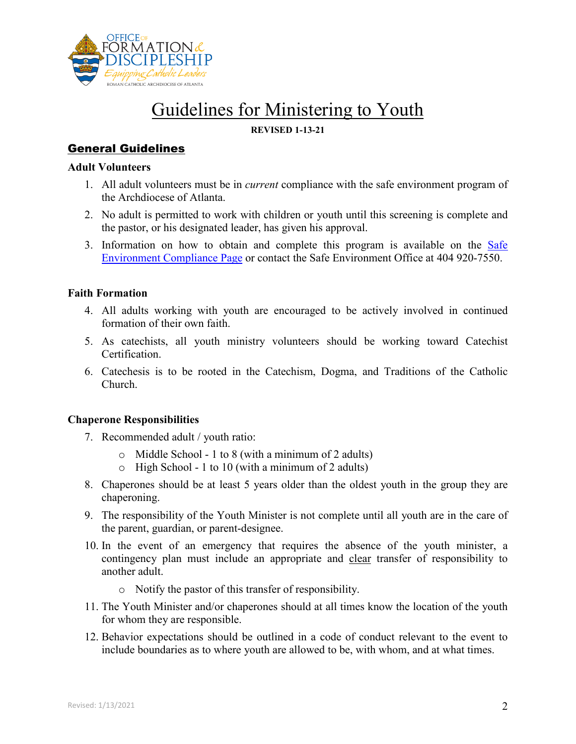# Guidelines for Ministering to Youth

**REVISED 1-13-21**

## General Guidelines

### Adult Volunteers

1. All adult volunteers must be in *current* compliance with the safe environment program of the Archdiocese of Atlanta.
2. No adult is permitted to work with children or youth until this screening is complete and the pastor, or his designated leader, has given his approval.
3. Information on how to obtain and complete this program is available on the Safe Environment Compliance Page or contact the Safe Environment Office at 404 920-7550.

### Faith Formation

4. All adults working with youth are encouraged to be actively involved in continued formation of their own faith.
5. As catechists, all youth ministry volunteers should be working toward Catechist Certification.
6. Catechesis is to be rooted in the Catechism, Dogma, and Traditions of the Catholic Church.

### Chaperone Responsibilities

7. Recommended adult / youth ratio:
   - Middle School - 1 to 8 (with a minimum of 2 adults)
   - High School - 1 to 10 (with a minimum of 2 adults)
8. Chaperones should be at least 5 years older than the oldest youth in the group they are chaperoning.
9. The responsibility of the Youth Minister is not complete until all youth are in the care of the parent, guardian, or parent-designee.
10. In the event of an emergency that requires the absence of the youth minister, a contingency plan must include an appropriate and clear transfer of responsibility to another adult.
    - Notify the pastor of this transfer of responsibility.
11. The Youth Minister and/or chaperones should at all times know the location of the youth for whom they are responsible.
12. Behavior expectations should be outlined in a code of conduct relevant to the event to include boundaries as to where youth are allowed to be, with whom, and at what times.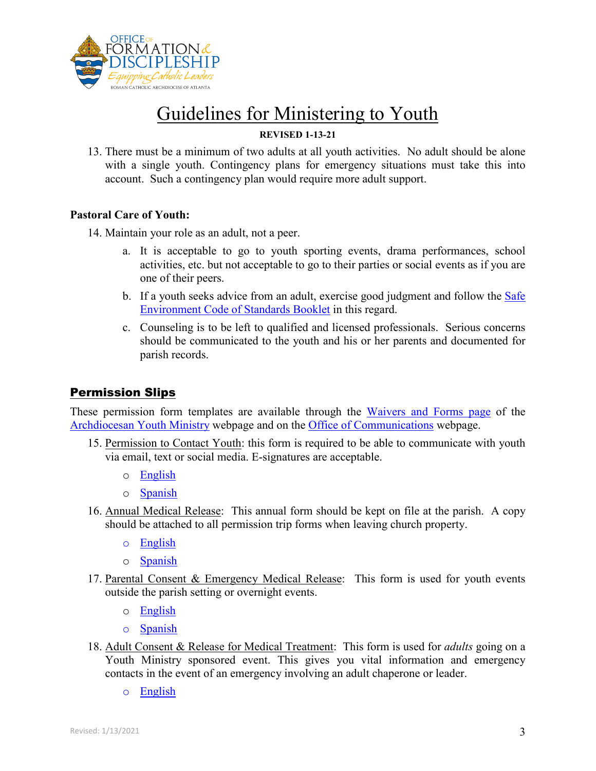# Guidelines for Ministering to Youth

**REVISED 1-13-21**

13. There must be a minimum of two adults at all youth activities. No adult should be alone with a single youth. Contingency plans for emergency situations must take this into account. Such a contingency plan would require more adult support.

**Pastoral Care of Youth:**

14. Maintain your role as an adult, not a peer.
    a. It is acceptable to go to youth sporting events, drama performances, school activities, etc. but not acceptable to go to their parties or social events as if you are one of their peers.
    b. If a youth seeks advice from an adult, exercise good judgment and follow the Safe Environment Code of Standards Booklet in this regard.
    c. Counseling is to be left to qualified and licensed professionals. Serious concerns should be communicated to the youth and his or her parents and documented for parish records.

## Permission Slips

These permission form templates are available through the Waivers and Forms page of the Archdiocesan Youth Ministry webpage and on the Office of Communications webpage.

15. Permission to Contact Youth: this form is required to be able to communicate with youth via email, text or social media. E-signatures are acceptable.
    - English
    - Spanish
16. Annual Medical Release: This annual form should be kept on file at the parish. A copy should be attached to all permission trip forms when leaving church property.
    - English
    - Spanish
17. Parental Consent & Emergency Medical Release: This form is used for youth events outside the parish setting or overnight events.
    - English
    - Spanish
18. Adult Consent & Release for Medical Treatment: This form is used for *adults* going on a Youth Ministry sponsored event. This gives you vital information and emergency contacts in the event of an emergency involving an adult chaperone or leader.
    - English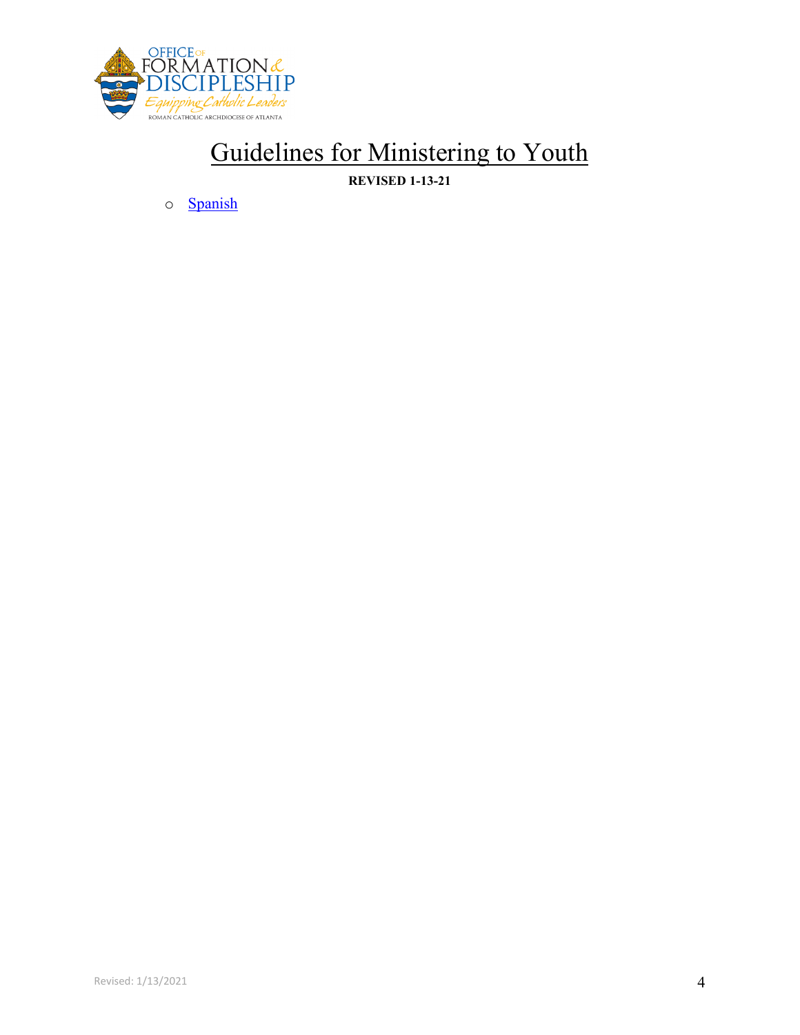# Guidelines for Ministering to Youth

**REVISED 1-13-21**

- Spanish